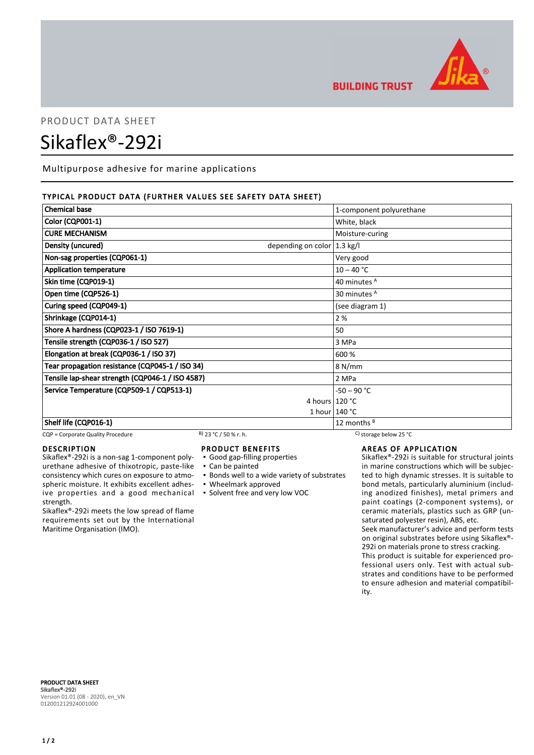PRODUCT DATA SHEET

# Sikaflex®-292i

Multipurpose adhesive for marine applications

## TYPICAL PRODUCT DATA (FURTHER VALUES SEE SAFETY DATA SHEET)

| Property | | Value |
|---|---|---|
| **Chemical base** | | 1-component polyurethane |
| **Color (CQP001-1)** | | White, black |
| **CURE MECHANISM** | | Moisture-curing |
| **Density (uncured)** | depending on color | 1.3 kg/l |
| **Non-sag properties (CQP061-1)** | | Very good |
| **Application temperature** | | 10 – 40 °C |
| **Skin time (CQP019-1)** | | 40 minutes [A] |
| **Open time (CQP526-1)** | | 30 minutes [A] |
| **Curing speed (CQP049-1)** | | (see diagram 1) |
| **Shrinkage (CQP014-1)** | | 2 % |
| **Shore A hardness (CQP023-1 / ISO 7619-1)** | | 50 |
| **Tensile strength (CQP036-1 / ISO 527)** | | 3 MPa |
| **Elongation at break (CQP036-1 / ISO 37)** | | 600 % |
| **Tear propagation resistance (CQP045-1 / ISO 34)** | | 8 N/mm |
| **Tensile lap-shear strength (CQP046-1 / ISO 4587)** | | 2 MPa |
| **Service Temperature (CQP509-1 / CQP513-1)** | | -50 – 90 °C |
| | 4 hours | 120 °C |
| | 1 hour | 140 °C |
| **Shelf life (CQP016-1)** | | 12 months [B] |

CQP = Corporate Quality Procedure    [B] 23 °C / 50 % r. h.    [C] storage below 25 °C

## DESCRIPTION

Sikaflex®-292i is a non-sag 1-component polyurethane adhesive of thixotropic, paste-like consistency which cures on exposure to atmospheric moisture. It exhibits excellent adhesive properties and a good mechanical strength.

Sikaflex®-292i meets the low spread of flame requirements set out by the International Maritime Organisation (IMO).

## PRODUCT BENEFITS

- Good gap-filling properties
- Can be painted
- Bonds well to a wide variety of substrates
- Wheelmark approved
- Solvent free and very low VOC

## AREAS OF APPLICATION

Sikaflex®-292i is suitable for structural joints in marine constructions which will be subjected to high dynamic stresses. It is suitable to bond metals, particularly aluminium (including anodized finishes), metal primers and paint coatings (2-component systems), or ceramic materials, plastics such as GRP (unsaturated polyester resin), ABS, etc.

Seek manufacturer's advice and perform tests on original substrates before using Sikaflex®-292i on materials prone to stress cracking.

This product is suitable for experienced professional users only. Test with actual substrates and conditions have to be performed to ensure adhesion and material compatibility.

**PRODUCT DATA SHEET**
**Sikaflex®-292i**
Version 01.01 (08 - 2020), en_VN
012001212924001000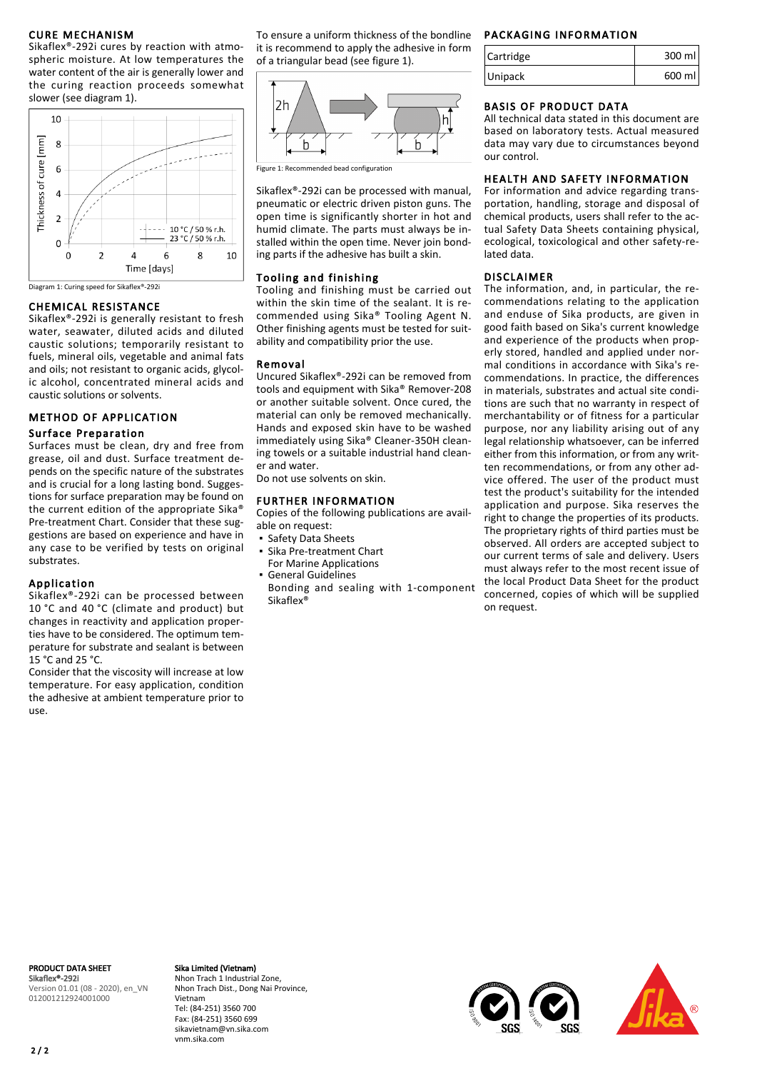## CURE MECHANISM

Sikaflex®-292i cures by reaction with atmospheric moisture. At low temperatures the water content of the air is generally lower and the curing reaction proceeds somewhat slower (see diagram 1).

Thickness of cure [mm]

10
8
6
4
2
0

0 2 4 6 8 10

Time [days]

10 °C / 50 % r.h.
23 °C / 50 % r.h.

Diagram 1: Curing speed for Sikaflex®-292i

## CHEMICAL RESISTANCE

Sikaflex®-292i is generally resistant to fresh water, seawater, diluted acids and diluted caustic solutions; temporarily resistant to fuels, mineral oils, vegetable and animal fats and oils; not resistant to organic acids, glycolic alcohol, concentrated mineral acids and caustic solutions or solvents.

## METHOD OF APPLICATION

### Surface Preparation

Surfaces must be clean, dry and free from grease, oil and dust. Surface treatment depends on the specific nature of the substrates and is crucial for a long lasting bond. Suggestions for surface preparation may be found on the current edition of the appropriate Sika® Pre-treatment Chart. Consider that these suggestions are based on experience and have in any case to be verified by tests on original substrates.

### Application

Sikaflex®-292i can be processed between 10 °C and 40 °C (climate and product) but changes in reactivity and application properties have to be considered. The optimum temperature for substrate and sealant is between 15 °C and 25 °C.

Consider that the viscosity will increase at low temperature. For easy application, condition the adhesive at ambient temperature prior to use.

To ensure a uniform thickness of the bondline it is recommend to apply the adhesive in form of a triangular bead (see figure 1).

2h
b
h
b

Figure 1: Recommended bead configuration

Sikaflex®-292i can be processed with manual, pneumatic or electric driven piston guns. The open time is significantly shorter in hot and humid climate. The parts must always be installed within the open time. Never join bonding parts if the adhesive has built a skin.

### Tooling and finishing

Tooling and finishing must be carried out within the skin time of the sealant. It is recommended using Sika® Tooling Agent N. Other finishing agents must be tested for suitability and compatibility prior the use.

### Removal

Uncured Sikaflex®-292i can be removed from tools and equipment with Sika® Remover-208 or another suitable solvent. Once cured, the material can only be removed mechanically. Hands and exposed skin have to be washed immediately using Sika® Cleaner-350H cleaning towels or a suitable industrial hand cleaner and water.

Do not use solvents on skin.

## FURTHER INFORMATION

Copies of the following publications are available on request:

- Safety Data Sheets
- Sika Pre-treatment Chart For Marine Applications
- General Guidelines Bonding and sealing with 1-component Sikaflex®

## PACKAGING INFORMATION

| | |
|---|---|
| Cartridge | 300 ml |
| Unipack | 600 ml |

## BASIS OF PRODUCT DATA

All technical data stated in this document are based on laboratory tests. Actual measured data may vary due to circumstances beyond our control.

## HEALTH AND SAFETY INFORMATION

For information and advice regarding transportation, handling, storage and disposal of chemical products, users shall refer to the actual Safety Data Sheets containing physical, ecological, toxicological and other safety-related data.

## DISCLAIMER

The information, and, in particular, the recommendations relating to the application and enduse of Sika products, are given in good faith based on Sika's current knowledge and experience of the products when properly stored, handled and applied under normal conditions in accordance with Sika's recommendations. In practice, the differences in materials, substrates and actual site conditions are such that no warranty in respect of merchantability or of fitness for a particular purpose, nor any liability arising out of any legal relationship whatsoever, can be inferred either from this information, or from any written recommendations, or from any other advice offered. The user of the product must test the product's suitability for the intended application and purpose. Sika reserves the right to change the properties of its products. The proprietary rights of third parties must be observed. All orders are accepted subject to our current terms of sale and delivery. Users must always refer to the most recent issue of the local Product Data Sheet for the product concerned, copies of which will be supplied on request.

**PRODUCT DATA SHEET**
**Sikaflex®-292i**
Version 01.01 (08 - 2020), en_VN
012001212924001000

**Sika Limited (Vietnam)**
Nhon Trach 1 Industrial Zone,
Nhon Trach Dist., Dong Nai Province,
Vietnam
Tel: (84-251) 3560 700
Fax: (84-251) 3560 699
sikavietnam@vn.sika.com
vnm.sika.com